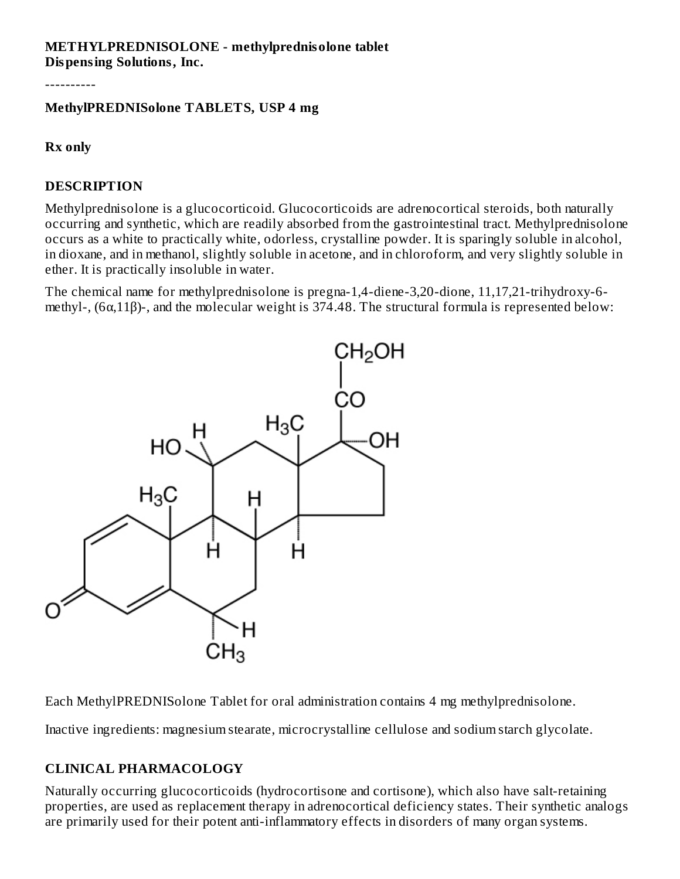**METHYLPREDNISOLONE - methylprednisolone tablet**
**Dispensing Solutions, Inc.**

----------

**MethylPREDNISolone TABLETS, USP 4 mg**

**Rx only**

## DESCRIPTION

Methylprednisolone is a glucocorticoid. Glucocorticoids are adrenocortical steroids, both naturally occurring and synthetic, which are readily absorbed from the gastrointestinal tract. Methylprednisolone occurs as a white to practically white, odorless, crystalline powder. It is sparingly soluble in alcohol, in dioxane, and in methanol, slightly soluble in acetone, and in chloroform, and very slightly soluble in ether. It is practically insoluble in water.

The chemical name for methylprednisolone is pregna-1,4-diene-3,20-dione, 11,17,21-trihydroxy-6-methyl-, (6α,11β)-, and the molecular weight is 374.48. The structural formula is represented below:

Each MethylPREDNISolone Tablet for oral administration contains 4 mg methylprednisolone.

Inactive ingredients: magnesium stearate, microcrystalline cellulose and sodium starch glycolate.

## CLINICAL PHARMACOLOGY

Naturally occurring glucocorticoids (hydrocortisone and cortisone), which also have salt-retaining properties, are used as replacement therapy in adrenocortical deficiency states. Their synthetic analogs are primarily used for their potent anti-inflammatory effects in disorders of many organ systems.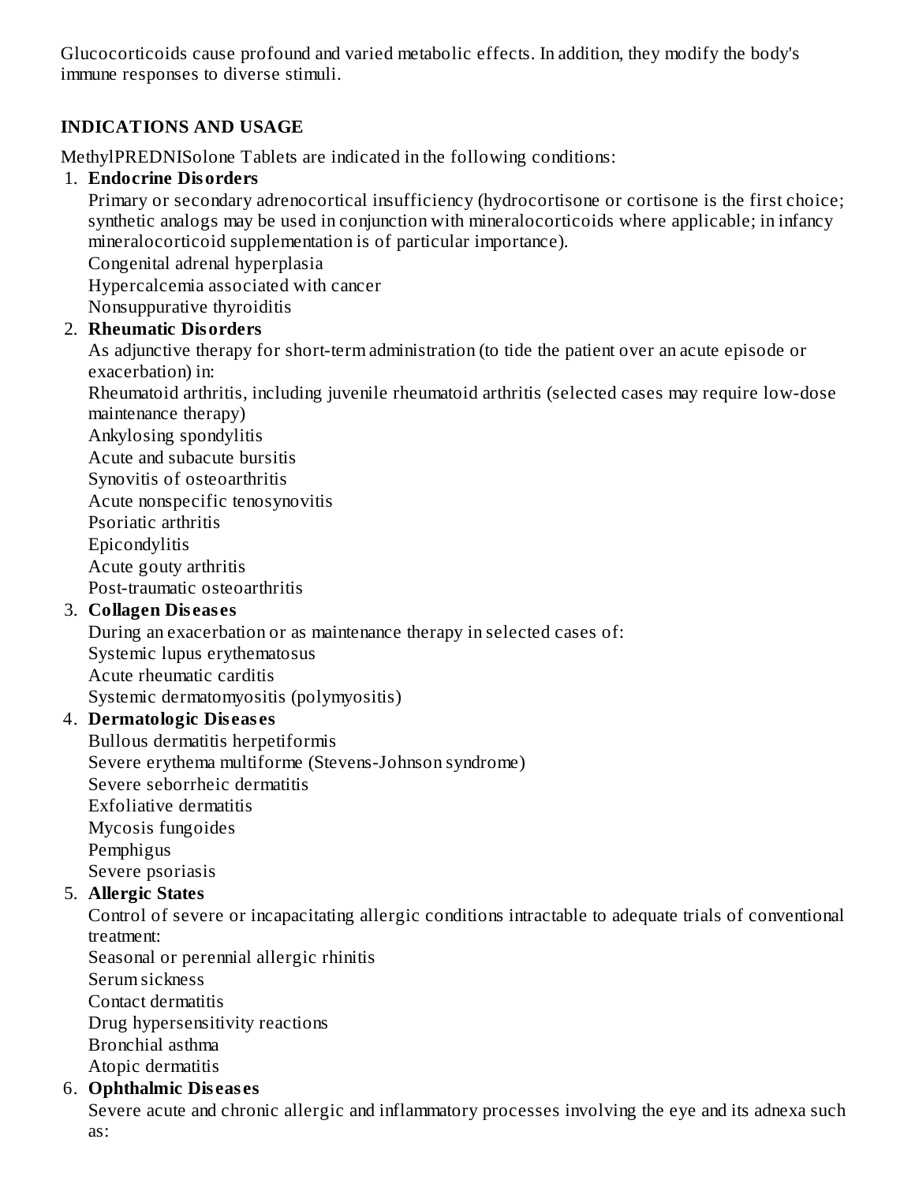Glucocorticoids cause profound and varied metabolic effects. In addition, they modify the body's immune responses to diverse stimuli.

## INDICATIONS AND USAGE

MethylPREDNISolone Tablets are indicated in the following conditions:

1. **Endocrine Disorders**
   Primary or secondary adrenocortical insufficiency (hydrocortisone or cortisone is the first choice; synthetic analogs may be used in conjunction with mineralocorticoids where applicable; in infancy mineralocorticoid supplementation is of particular importance).
   Congenital adrenal hyperplasia
   Hypercalcemia associated with cancer
   Nonsuppurative thyroiditis
2. **Rheumatic Disorders**
   As adjunctive therapy for short-term administration (to tide the patient over an acute episode or exacerbation) in:
   Rheumatoid arthritis, including juvenile rheumatoid arthritis (selected cases may require low-dose maintenance therapy)
   Ankylosing spondylitis
   Acute and subacute bursitis
   Synovitis of osteoarthritis
   Acute nonspecific tenosynovitis
   Psoriatic arthritis
   Epicondylitis
   Acute gouty arthritis
   Post-traumatic osteoarthritis
3. **Collagen Diseases**
   During an exacerbation or as maintenance therapy in selected cases of:
   Systemic lupus erythematosus
   Acute rheumatic carditis
   Systemic dermatomyositis (polymyositis)
4. **Dermatologic Diseases**
   Bullous dermatitis herpetiformis
   Severe erythema multiforme (Stevens-Johnson syndrome)
   Severe seborrheic dermatitis
   Exfoliative dermatitis
   Mycosis fungoides
   Pemphigus
   Severe psoriasis
5. **Allergic States**
   Control of severe or incapacitating allergic conditions intractable to adequate trials of conventional treatment:
   Seasonal or perennial allergic rhinitis
   Serum sickness
   Contact dermatitis
   Drug hypersensitivity reactions
   Bronchial asthma
   Atopic dermatitis
6. **Ophthalmic Diseases**
   Severe acute and chronic allergic and inflammatory processes involving the eye and its adnexa such as: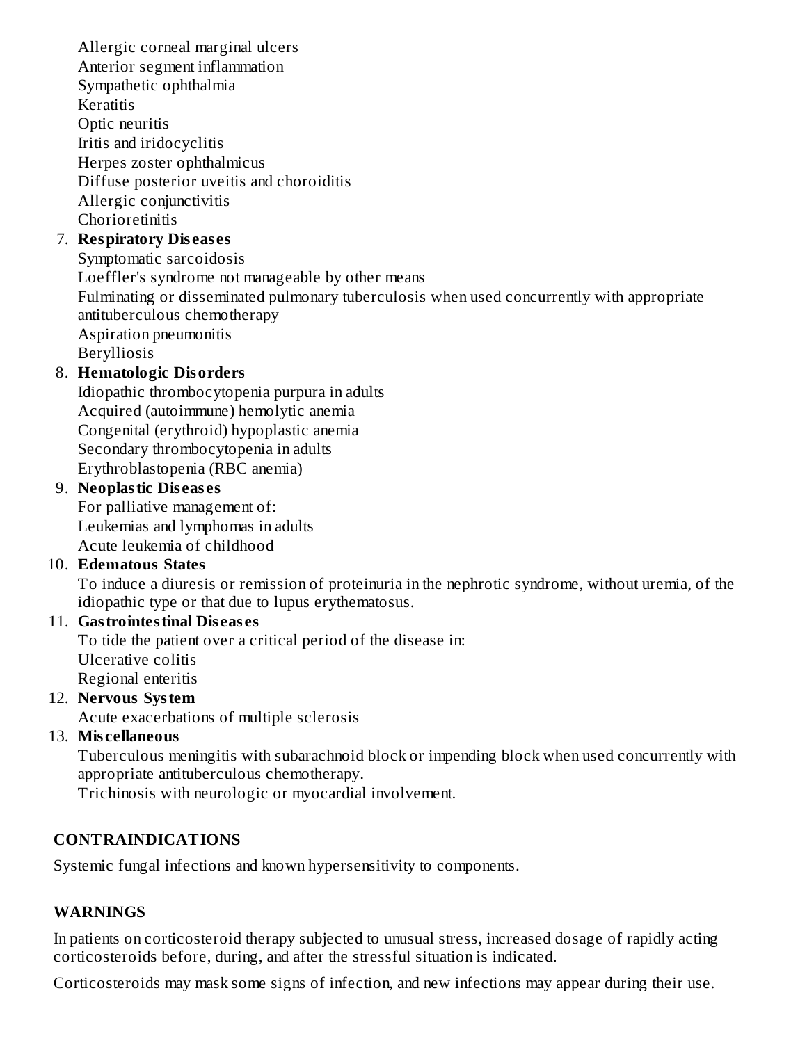Allergic corneal marginal ulcers
Anterior segment inflammation
Sympathetic ophthalmia
Keratitis
Optic neuritis
Iritis and iridocyclitis
Herpes zoster ophthalmicus
Diffuse posterior uveitis and choroiditis
Allergic conjunctivitis
Chorioretinitis

7. **Respiratory Diseases**
   Symptomatic sarcoidosis
   Loeffler's syndrome not manageable by other means
   Fulminating or disseminated pulmonary tuberculosis when used concurrently with appropriate antituberculous chemotherapy
   Aspiration pneumonitis
   Berylliosis
8. **Hematologic Disorders**
   Idiopathic thrombocytopenia purpura in adults
   Acquired (autoimmune) hemolytic anemia
   Congenital (erythroid) hypoplastic anemia
   Secondary thrombocytopenia in adults
   Erythroblastopenia (RBC anemia)
9. **Neoplastic Diseases**
   For palliative management of:
   Leukemias and lymphomas in adults
   Acute leukemia of childhood
10. **Edematous States**
    To induce a diuresis or remission of proteinuria in the nephrotic syndrome, without uremia, of the idiopathic type or that due to lupus erythematosus.
11. **Gastrointestinal Diseases**
    To tide the patient over a critical period of the disease in:
    Ulcerative colitis
    Regional enteritis
12. **Nervous System**
    Acute exacerbations of multiple sclerosis
13. **Miscellaneous**
    Tuberculous meningitis with subarachnoid block or impending block when used concurrently with appropriate antituberculous chemotherapy.
    Trichinosis with neurologic or myocardial involvement.

## CONTRAINDICATIONS

Systemic fungal infections and known hypersensitivity to components.

## WARNINGS

In patients on corticosteroid therapy subjected to unusual stress, increased dosage of rapidly acting corticosteroids before, during, and after the stressful situation is indicated.

Corticosteroids may mask some signs of infection, and new infections may appear during their use.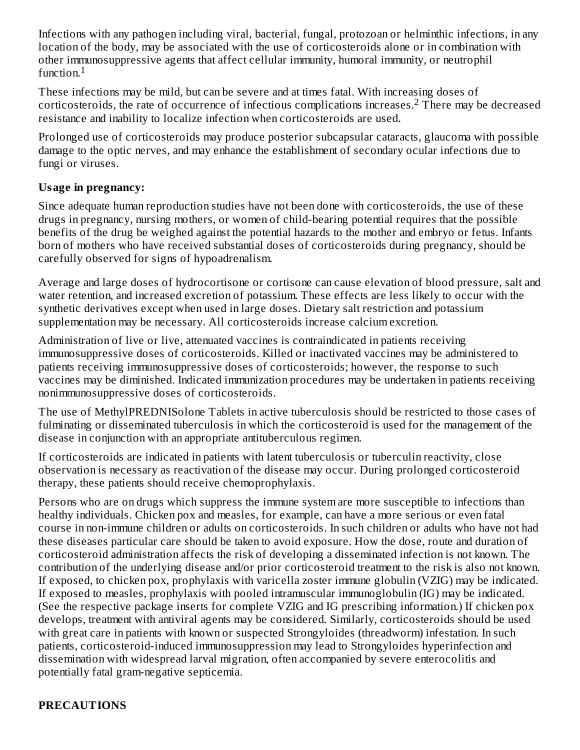Infections with any pathogen including viral, bacterial, fungal, protozoan or helminthic infections, in any location of the body, may be associated with the use of corticosteroids alone or in combination with other immunosuppressive agents that affect cellular immunity, humoral immunity, or neutrophil function.[1]

These infections may be mild, but can be severe and at times fatal. With increasing doses of corticosteroids, the rate of occurrence of infectious complications increases.[2] There may be decreased resistance and inability to localize infection when corticosteroids are used.

Prolonged use of corticosteroids may produce posterior subcapsular cataracts, glaucoma with possible damage to the optic nerves, and may enhance the establishment of secondary ocular infections due to fungi or viruses.

**Usage in pregnancy:**

Since adequate human reproduction studies have not been done with corticosteroids, the use of these drugs in pregnancy, nursing mothers, or women of child-bearing potential requires that the possible benefits of the drug be weighed against the potential hazards to the mother and embryo or fetus. Infants born of mothers who have received substantial doses of corticosteroids during pregnancy, should be carefully observed for signs of hypoadrenalism.

Average and large doses of hydrocortisone or cortisone can cause elevation of blood pressure, salt and water retention, and increased excretion of potassium. These effects are less likely to occur with the synthetic derivatives except when used in large doses. Dietary salt restriction and potassium supplementation may be necessary. All corticosteroids increase calcium excretion.

Administration of live or live, attenuated vaccines is contraindicated in patients receiving immunosuppressive doses of corticosteroids. Killed or inactivated vaccines may be administered to patients receiving immunosuppressive doses of corticosteroids; however, the response to such vaccines may be diminished. Indicated immunization procedures may be undertaken in patients receiving nonimmunosuppressive doses of corticosteroids.

The use of MethylPREDNISolone Tablets in active tuberculosis should be restricted to those cases of fulminating or disseminated tuberculosis in which the corticosteroid is used for the management of the disease in conjunction with an appropriate antituberculous regimen.

If corticosteroids are indicated in patients with latent tuberculosis or tuberculin reactivity, close observation is necessary as reactivation of the disease may occur. During prolonged corticosteroid therapy, these patients should receive chemoprophylaxis.

Persons who are on drugs which suppress the immune system are more susceptible to infections than healthy individuals. Chicken pox and measles, for example, can have a more serious or even fatal course in non-immune children or adults on corticosteroids. In such children or adults who have not had these diseases particular care should be taken to avoid exposure. How the dose, route and duration of corticosteroid administration affects the risk of developing a disseminated infection is not known. The contribution of the underlying disease and/or prior corticosteroid treatment to the risk is also not known. If exposed, to chicken pox, prophylaxis with varicella zoster immune globulin (VZIG) may be indicated. If exposed to measles, prophylaxis with pooled intramuscular immunoglobulin (IG) may be indicated. (See the respective package inserts for complete VZIG and IG prescribing information.) If chicken pox develops, treatment with antiviral agents may be considered. Similarly, corticosteroids should be used with great care in patients with known or suspected Strongyloides (threadworm) infestation. In such patients, corticosteroid-induced immunosuppression may lead to Strongyloides hyperinfection and dissemination with widespread larval migration, often accompanied by severe enterocolitis and potentially fatal gram-negative septicemia.

## PRECAUTIONS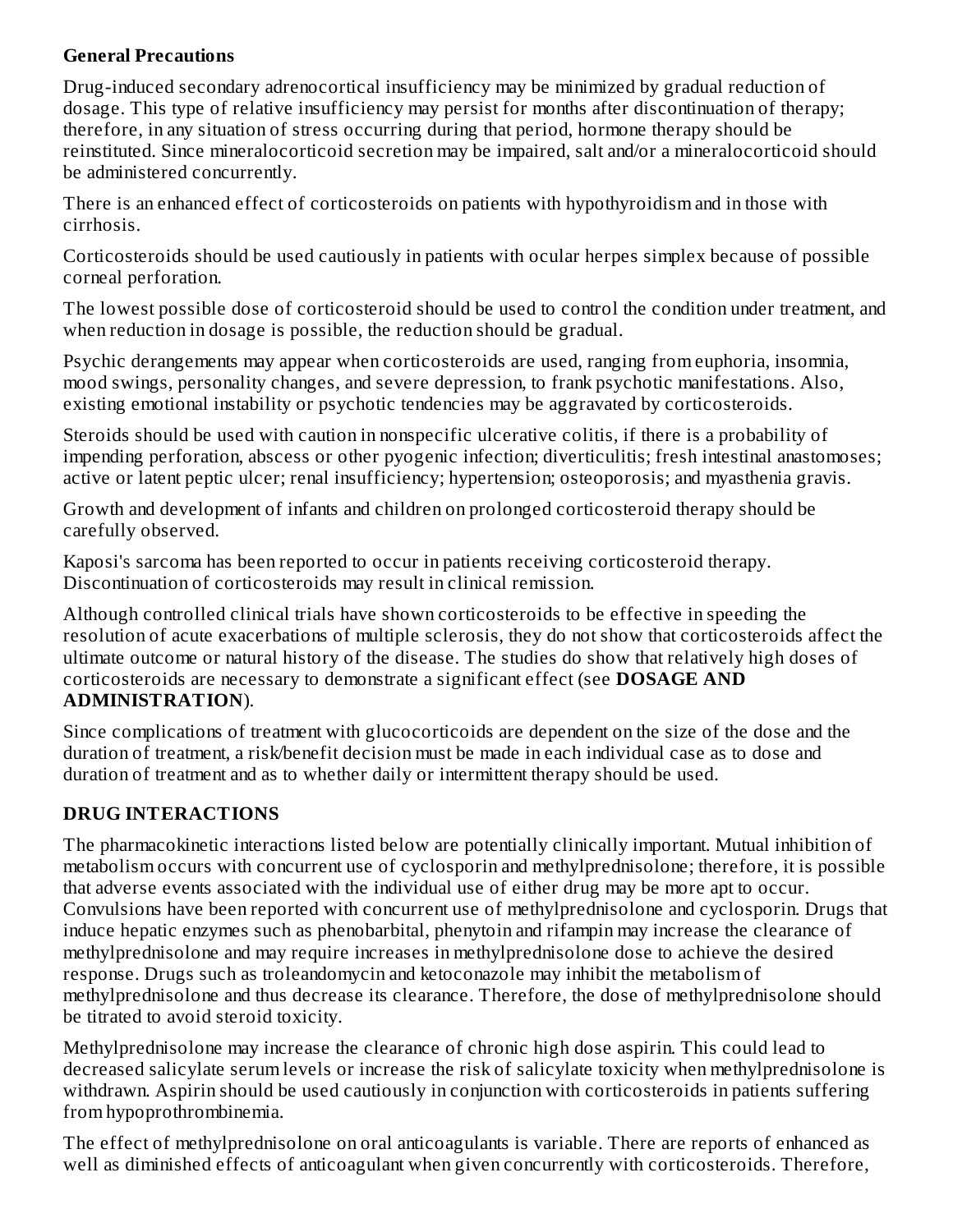**General Precautions**

Drug-induced secondary adrenocortical insufficiency may be minimized by gradual reduction of dosage. This type of relative insufficiency may persist for months after discontinuation of therapy; therefore, in any situation of stress occurring during that period, hormone therapy should be reinstituted. Since mineralocorticoid secretion may be impaired, salt and/or a mineralocorticoid should be administered concurrently.

There is an enhanced effect of corticosteroids on patients with hypothyroidism and in those with cirrhosis.

Corticosteroids should be used cautiously in patients with ocular herpes simplex because of possible corneal perforation.

The lowest possible dose of corticosteroid should be used to control the condition under treatment, and when reduction in dosage is possible, the reduction should be gradual.

Psychic derangements may appear when corticosteroids are used, ranging from euphoria, insomnia, mood swings, personality changes, and severe depression, to frank psychotic manifestations. Also, existing emotional instability or psychotic tendencies may be aggravated by corticosteroids.

Steroids should be used with caution in nonspecific ulcerative colitis, if there is a probability of impending perforation, abscess or other pyogenic infection; diverticulitis; fresh intestinal anastomoses; active or latent peptic ulcer; renal insufficiency; hypertension; osteoporosis; and myasthenia gravis.

Growth and development of infants and children on prolonged corticosteroid therapy should be carefully observed.

Kaposi's sarcoma has been reported to occur in patients receiving corticosteroid therapy. Discontinuation of corticosteroids may result in clinical remission.

Although controlled clinical trials have shown corticosteroids to be effective in speeding the resolution of acute exacerbations of multiple sclerosis, they do not show that corticosteroids affect the ultimate outcome or natural history of the disease. The studies do show that relatively high doses of corticosteroids are necessary to demonstrate a significant effect (see **DOSAGE AND ADMINISTRATION**).

Since complications of treatment with glucocorticoids are dependent on the size of the dose and the duration of treatment, a risk/benefit decision must be made in each individual case as to dose and duration of treatment and as to whether daily or intermittent therapy should be used.

**DRUG INTERACTIONS**

The pharmacokinetic interactions listed below are potentially clinically important. Mutual inhibition of metabolism occurs with concurrent use of cyclosporin and methylprednisolone; therefore, it is possible that adverse events associated with the individual use of either drug may be more apt to occur. Convulsions have been reported with concurrent use of methylprednisolone and cyclosporin. Drugs that induce hepatic enzymes such as phenobarbital, phenytoin and rifampin may increase the clearance of methylprednisolone and may require increases in methylprednisolone dose to achieve the desired response. Drugs such as troleandomycin and ketoconazole may inhibit the metabolism of methylprednisolone and thus decrease its clearance. Therefore, the dose of methylprednisolone should be titrated to avoid steroid toxicity.

Methylprednisolone may increase the clearance of chronic high dose aspirin. This could lead to decreased salicylate serum levels or increase the risk of salicylate toxicity when methylprednisolone is withdrawn. Aspirin should be used cautiously in conjunction with corticosteroids in patients suffering from hypoprothrombinemia.

The effect of methylprednisolone on oral anticoagulants is variable. There are reports of enhanced as well as diminished effects of anticoagulant when given concurrently with corticosteroids. Therefore,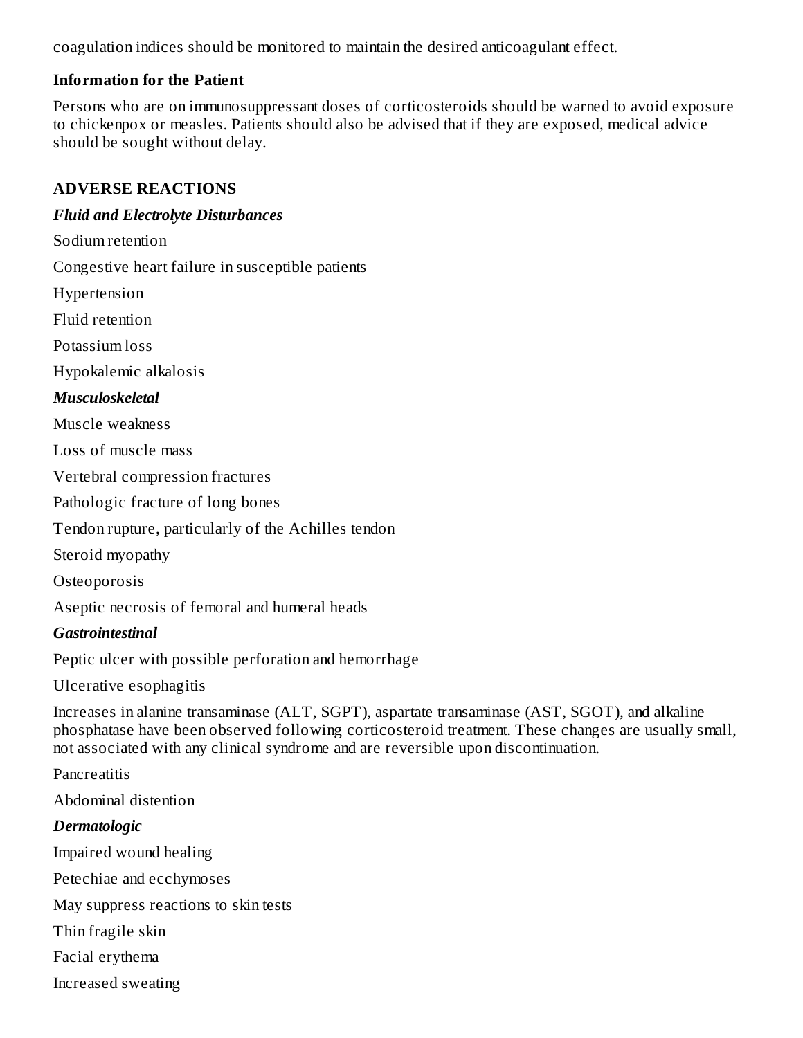coagulation indices should be monitored to maintain the desired anticoagulant effect.

### Information for the Patient

Persons who are on immunosuppressant doses of corticosteroids should be warned to avoid exposure to chickenpox or measles. Patients should also be advised that if they are exposed, medical advice should be sought without delay.

## ADVERSE REACTIONS

***Fluid and Electrolyte Disturbances***

Sodium retention

Congestive heart failure in susceptible patients

Hypertension

Fluid retention

Potassium loss

Hypokalemic alkalosis

***Musculoskeletal***

Muscle weakness

Loss of muscle mass

Vertebral compression fractures

Pathologic fracture of long bones

Tendon rupture, particularly of the Achilles tendon

Steroid myopathy

Osteoporosis

Aseptic necrosis of femoral and humeral heads

***Gastrointestinal***

Peptic ulcer with possible perforation and hemorrhage

Ulcerative esophagitis

Increases in alanine transaminase (ALT, SGPT), aspartate transaminase (AST, SGOT), and alkaline phosphatase have been observed following corticosteroid treatment. These changes are usually small, not associated with any clinical syndrome and are reversible upon discontinuation.

Pancreatitis

Abdominal distention

***Dermatologic***

Impaired wound healing

Petechiae and ecchymoses

May suppress reactions to skin tests

Thin fragile skin

Facial erythema

Increased sweating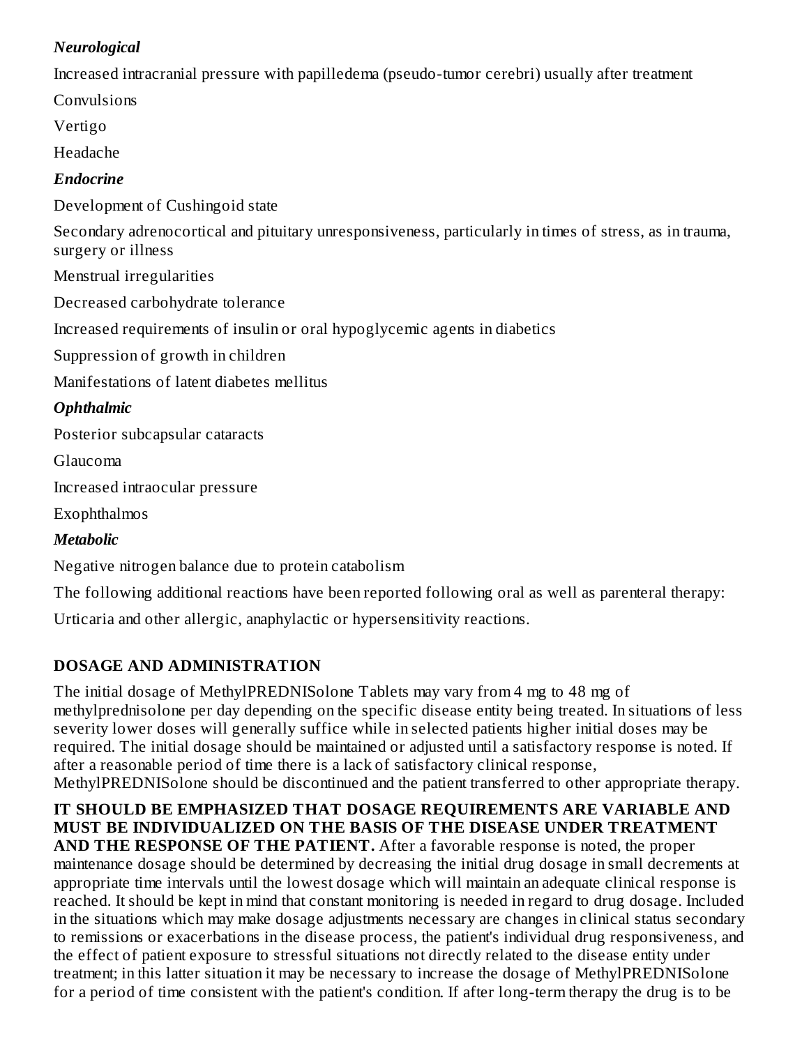***Neurological***

Increased intracranial pressure with papilledema (pseudo-tumor cerebri) usually after treatment

Convulsions

Vertigo

Headache

***Endocrine***

Development of Cushingoid state

Secondary adrenocortical and pituitary unresponsiveness, particularly in times of stress, as in trauma, surgery or illness

Menstrual irregularities

Decreased carbohydrate tolerance

Increased requirements of insulin or oral hypoglycemic agents in diabetics

Suppression of growth in children

Manifestations of latent diabetes mellitus

***Ophthalmic***

Posterior subcapsular cataracts

Glaucoma

Increased intraocular pressure

Exophthalmos

***Metabolic***

Negative nitrogen balance due to protein catabolism

The following additional reactions have been reported following oral as well as parenteral therapy:

Urticaria and other allergic, anaphylactic or hypersensitivity reactions.

## DOSAGE AND ADMINISTRATION

The initial dosage of MethylPREDNISolone Tablets may vary from 4 mg to 48 mg of methylprednisolone per day depending on the specific disease entity being treated. In situations of less severity lower doses will generally suffice while in selected patients higher initial doses may be required. The initial dosage should be maintained or adjusted until a satisfactory response is noted. If after a reasonable period of time there is a lack of satisfactory clinical response, MethylPREDNISolone should be discontinued and the patient transferred to other appropriate therapy.

**IT SHOULD BE EMPHASIZED THAT DOSAGE REQUIREMENTS ARE VARIABLE AND MUST BE INDIVIDUALIZED ON THE BASIS OF THE DISEASE UNDER TREATMENT AND THE RESPONSE OF THE PATIENT.** After a favorable response is noted, the proper maintenance dosage should be determined by decreasing the initial drug dosage in small decrements at appropriate time intervals until the lowest dosage which will maintain an adequate clinical response is reached. It should be kept in mind that constant monitoring is needed in regard to drug dosage. Included in the situations which may make dosage adjustments necessary are changes in clinical status secondary to remissions or exacerbations in the disease process, the patient's individual drug responsiveness, and the effect of patient exposure to stressful situations not directly related to the disease entity under treatment; in this latter situation it may be necessary to increase the dosage of MethylPREDNISolone for a period of time consistent with the patient's condition. If after long-term therapy the drug is to be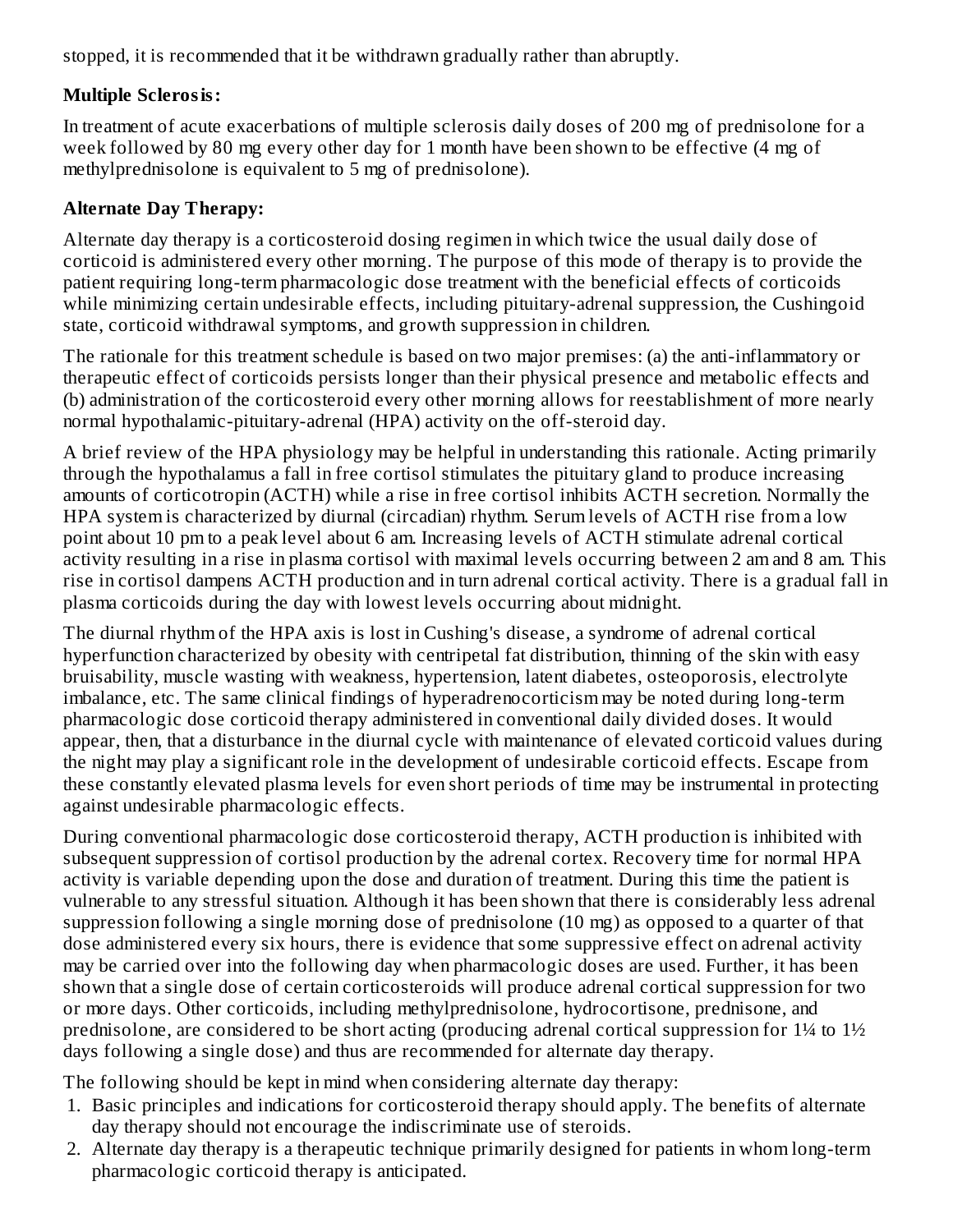stopped, it is recommended that it be withdrawn gradually rather than abruptly.

**Multiple Sclerosis:**

In treatment of acute exacerbations of multiple sclerosis daily doses of 200 mg of prednisolone for a week followed by 80 mg every other day for 1 month have been shown to be effective (4 mg of methylprednisolone is equivalent to 5 mg of prednisolone).

**Alternate Day Therapy:**

Alternate day therapy is a corticosteroid dosing regimen in which twice the usual daily dose of corticoid is administered every other morning. The purpose of this mode of therapy is to provide the patient requiring long-term pharmacologic dose treatment with the beneficial effects of corticoids while minimizing certain undesirable effects, including pituitary-adrenal suppression, the Cushingoid state, corticoid withdrawal symptoms, and growth suppression in children.

The rationale for this treatment schedule is based on two major premises: (a) the anti-inflammatory or therapeutic effect of corticoids persists longer than their physical presence and metabolic effects and (b) administration of the corticosteroid every other morning allows for reestablishment of more nearly normal hypothalamic-pituitary-adrenal (HPA) activity on the off-steroid day.

A brief review of the HPA physiology may be helpful in understanding this rationale. Acting primarily through the hypothalamus a fall in free cortisol stimulates the pituitary gland to produce increasing amounts of corticotropin (ACTH) while a rise in free cortisol inhibits ACTH secretion. Normally the HPA system is characterized by diurnal (circadian) rhythm. Serum levels of ACTH rise from a low point about 10 pm to a peak level about 6 am. Increasing levels of ACTH stimulate adrenal cortical activity resulting in a rise in plasma cortisol with maximal levels occurring between 2 am and 8 am. This rise in cortisol dampens ACTH production and in turn adrenal cortical activity. There is a gradual fall in plasma corticoids during the day with lowest levels occurring about midnight.

The diurnal rhythm of the HPA axis is lost in Cushing's disease, a syndrome of adrenal cortical hyperfunction characterized by obesity with centripetal fat distribution, thinning of the skin with easy bruisability, muscle wasting with weakness, hypertension, latent diabetes, osteoporosis, electrolyte imbalance, etc. The same clinical findings of hyperadrenocorticism may be noted during long-term pharmacologic dose corticoid therapy administered in conventional daily divided doses. It would appear, then, that a disturbance in the diurnal cycle with maintenance of elevated corticoid values during the night may play a significant role in the development of undesirable corticoid effects. Escape from these constantly elevated plasma levels for even short periods of time may be instrumental in protecting against undesirable pharmacologic effects.

During conventional pharmacologic dose corticosteroid therapy, ACTH production is inhibited with subsequent suppression of cortisol production by the adrenal cortex. Recovery time for normal HPA activity is variable depending upon the dose and duration of treatment. During this time the patient is vulnerable to any stressful situation. Although it has been shown that there is considerably less adrenal suppression following a single morning dose of prednisolone (10 mg) as opposed to a quarter of that dose administered every six hours, there is evidence that some suppressive effect on adrenal activity may be carried over into the following day when pharmacologic doses are used. Further, it has been shown that a single dose of certain corticosteroids will produce adrenal cortical suppression for two or more days. Other corticoids, including methylprednisolone, hydrocortisone, prednisone, and prednisolone, are considered to be short acting (producing adrenal cortical suppression for 1¼ to 1½ days following a single dose) and thus are recommended for alternate day therapy.

The following should be kept in mind when considering alternate day therapy:

1. Basic principles and indications for corticosteroid therapy should apply. The benefits of alternate day therapy should not encourage the indiscriminate use of steroids.
2. Alternate day therapy is a therapeutic technique primarily designed for patients in whom long-term pharmacologic corticoid therapy is anticipated.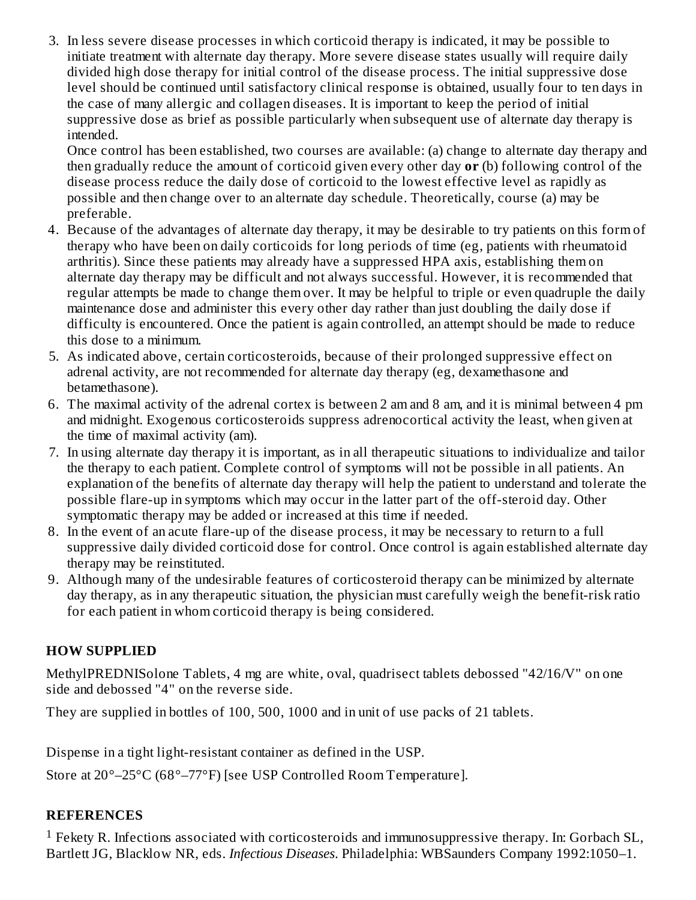3. In less severe disease processes in which corticoid therapy is indicated, it may be possible to initiate treatment with alternate day therapy. More severe disease states usually will require daily divided high dose therapy for initial control of the disease process. The initial suppressive dose level should be continued until satisfactory clinical response is obtained, usually four to ten days in the case of many allergic and collagen diseases. It is important to keep the period of initial suppressive dose as brief as possible particularly when subsequent use of alternate day therapy is intended.
   Once control has been established, two courses are available: (a) change to alternate day therapy and then gradually reduce the amount of corticoid given every other day **or** (b) following control of the disease process reduce the daily dose of corticoid to the lowest effective level as rapidly as possible and then change over to an alternate day schedule. Theoretically, course (a) may be preferable.
4. Because of the advantages of alternate day therapy, it may be desirable to try patients on this form of therapy who have been on daily corticoids for long periods of time (eg, patients with rheumatoid arthritis). Since these patients may already have a suppressed HPA axis, establishing them on alternate day therapy may be difficult and not always successful. However, it is recommended that regular attempts be made to change them over. It may be helpful to triple or even quadruple the daily maintenance dose and administer this every other day rather than just doubling the daily dose if difficulty is encountered. Once the patient is again controlled, an attempt should be made to reduce this dose to a minimum.
5. As indicated above, certain corticosteroids, because of their prolonged suppressive effect on adrenal activity, are not recommended for alternate day therapy (eg, dexamethasone and betamethasone).
6. The maximal activity of the adrenal cortex is between 2 am and 8 am, and it is minimal between 4 pm and midnight. Exogenous corticosteroids suppress adrenocortical activity the least, when given at the time of maximal activity (am).
7. In using alternate day therapy it is important, as in all therapeutic situations to individualize and tailor the therapy to each patient. Complete control of symptoms will not be possible in all patients. An explanation of the benefits of alternate day therapy will help the patient to understand and tolerate the possible flare-up in symptoms which may occur in the latter part of the off-steroid day. Other symptomatic therapy may be added or increased at this time if needed.
8. In the event of an acute flare-up of the disease process, it may be necessary to return to a full suppressive daily divided corticoid dose for control. Once control is again established alternate day therapy may be reinstituted.
9. Although many of the undesirable features of corticosteroid therapy can be minimized by alternate day therapy, as in any therapeutic situation, the physician must carefully weigh the benefit-risk ratio for each patient in whom corticoid therapy is being considered.

## HOW SUPPLIED

MethylPREDNISolone Tablets, 4 mg are white, oval, quadrisect tablets debossed "42/16/V" on one side and debossed "4" on the reverse side.

They are supplied in bottles of 100, 500, 1000 and in unit of use packs of 21 tablets.

Dispense in a tight light-resistant container as defined in the USP.

Store at 20°–25°C (68°–77°F) [see USP Controlled Room Temperature].

## REFERENCES

[1] Fekety R. Infections associated with corticosteroids and immunosuppressive therapy. In: Gorbach SL, Bartlett JG, Blacklow NR, eds. *Infectious Diseases*. Philadelphia: WBSaunders Company 1992:1050–1.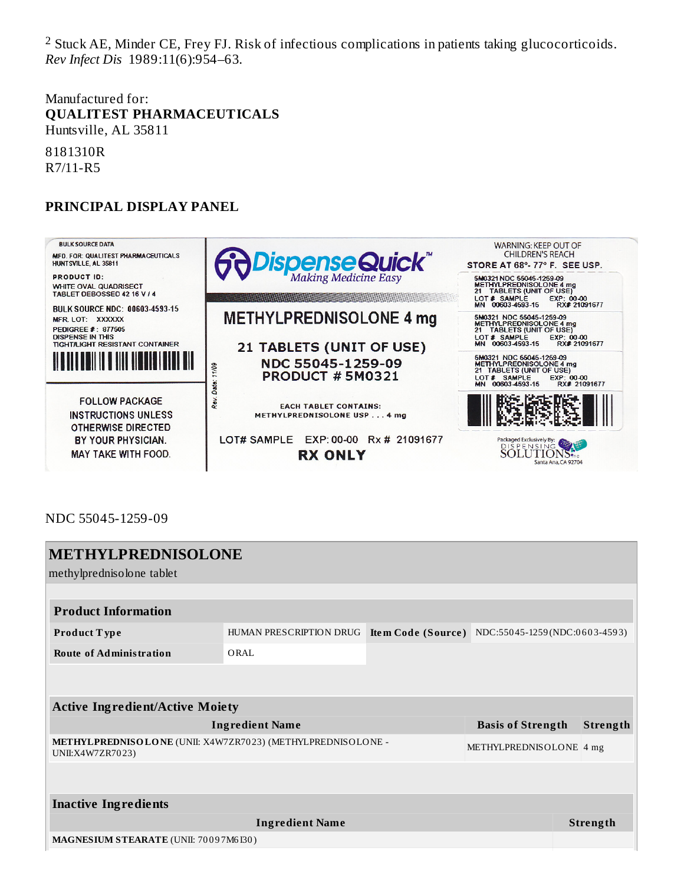[2] Stuck AE, Minder CE, Frey FJ. Risk of infectious complications in patients taking glucocorticoids. *Rev Infect Dis* 1989:11(6):954–63.

Manufactured for:
**QUALITEST PHARMACEUTICALS**
Huntsville, AL 35811

8181310R
R7/11-R5

## PRINCIPAL DISPLAY PANEL

BULK SOURCE DATA
MFD. FOR: QUALITEST PHARMACEUTICALS
HUNTSVILLE, AL 35811
PRODUCT ID:
WHITE OVAL QUADRISECT
TABLET DEBOSSED 42 16 V / 4
BULK SOURCE NDC: 00603-4593-15
MFR. LOT: XXXXXX
PEDIGREE #: 877505
DISPENSE IN THIS
TIGHT/LIGHT RESISTANT CONTAINER

FOLLOW PACKAGE INSTRUCTIONS UNLESS OTHERWISE DIRECTED BY YOUR PHYSICIAN.
MAY TAKE WITH FOOD.

Rev. Date: 11/09

DispenseQuick™ Making Medicine Easy

METHYLPREDNISOLONE 4 mg
21 TABLETS (UNIT OF USE)
NDC 55045-1259-09
PRODUCT # 5M0321

EACH TABLET CONTAINS:
METHYLPREDNISOLONE USP . . . 4 mg

LOT# SAMPLE EXP: 00-00 Rx # 21091677
RX ONLY

WARNING: KEEP OUT OF CHILDREN'S REACH
STORE AT 68°- 77° F. SEE USP.

5M0321 NDC 55045-1259-09
METHYLPREDNISOLONE 4 mg
21 TABLETS (UNIT OF USE)
LOT # SAMPLE EXP: 00-00
MN 00603-4593-15 RX# 21091677

5M0321 NDC 55045-1259-09
METHYLPREDNISOLONE 4 mg
21 TABLETS (UNIT OF USE)
LOT # SAMPLE EXP: 00-00
MN 00603-4593-15 RX# 21091677

5M0321 NDC 55045-1259-09
METHYLPREDNISOLONE 4 mg
21 TABLETS (UNIT OF USE)
LOT # SAMPLE EXP: 00-00
MN 00603-4593-15 RX# 21091677

Packaged Exclusively By:
DISPENSING SOLUTIONS Inc
Santa Ana, CA 92704

NDC 55045-1259-09

## METHYLPREDNISOLONE

methylprednisolone tablet

| Product Information | | | |
|---|---|---|---|
| **Product Type** | HUMAN PRESCRIPTION DRUG | **Item Code (Source)** | NDC:55045-1259(NDC:0603-4593) |
| **Route of Administration** | ORAL | | |

| Active Ingredient/Active Moiety | | |
|---|---|---|
| **Ingredient Name** | **Basis of Strength** | **Strength** |
| **METHYLPREDNISOLONE** (UNII: X4W7ZR7023) (METHYLPREDNISOLONE - UNII:X4W7ZR7023) | METHYLPREDNISOLONE | 4 mg |

| Inactive Ingredients | |
|---|---|
| **Ingredient Name** | **Strength** |
| **MAGNESIUM STEARATE** (UNII: 70097M6I30) | |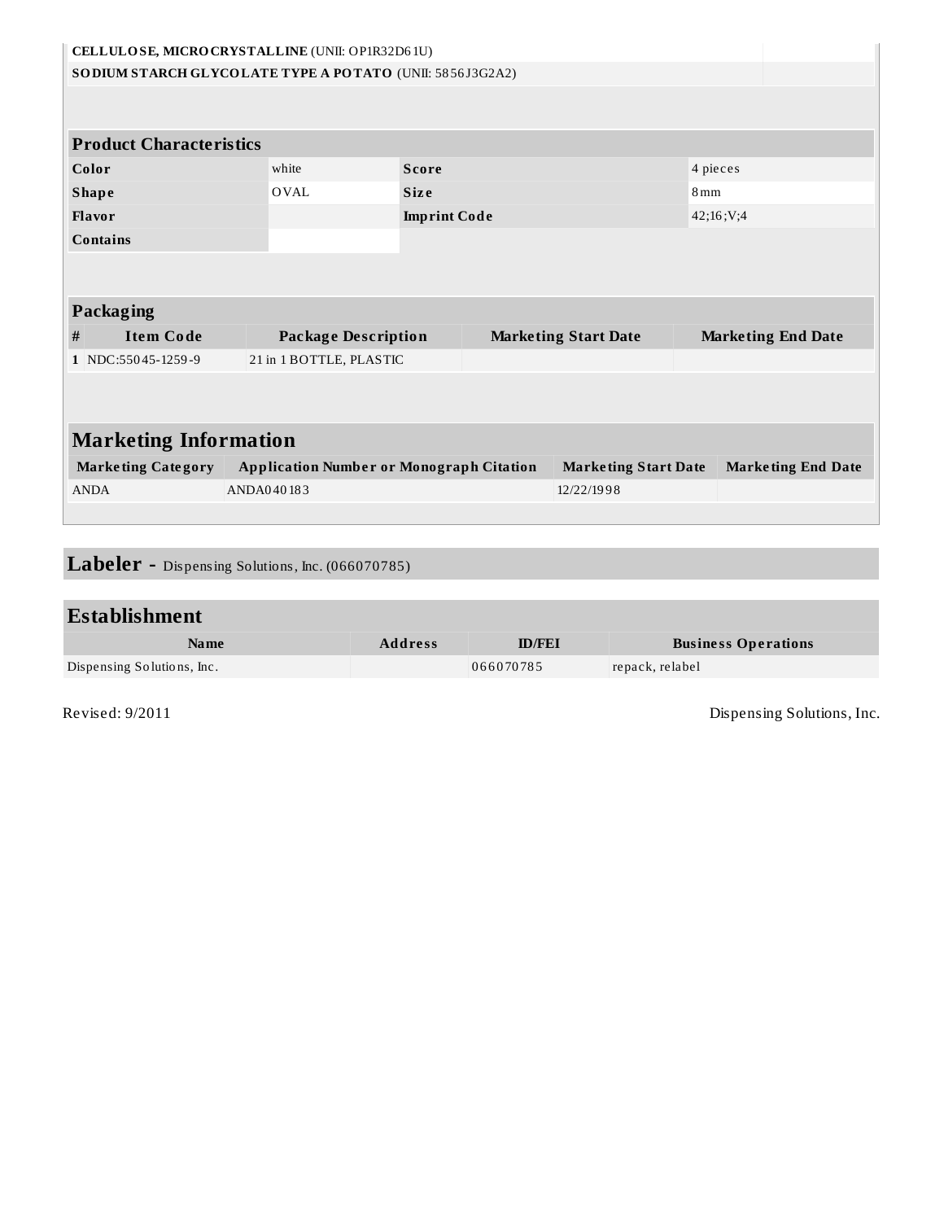| | |
|---|---|
| **CELLULOSE, MICROCRYSTALLINE** (UNII: OP1R32D61U) | |
| **SODIUM STARCH GLYCOLATE TYPE A POTATO** (UNII: 5856J3G2A2) | |

**Product Characteristics**

| | | | |
|---|---|---|---|
| **Color** | white | **Score** | 4 pieces |
| **Shape** | OVAL | **Size** | 8mm |
| **Flavor** | | **Imprint Code** | 42;16;V;4 |
| **Contains** | | | |

**Packaging**

| # | Item Code | Package Description | Marketing Start Date | Marketing End Date |
|---|---|---|---|---|
| 1 | NDC:55045-1259-9 | 21 in 1 BOTTLE, PLASTIC | | |

**Marketing Information**

| Marketing Category | Application Number or Monograph Citation | Marketing Start Date | Marketing End Date |
|---|---|---|---|
| ANDA | ANDA040183 | 12/22/1998 | |

## Labeler - Dispensing Solutions, Inc. (066070785)

## Establishment

| Name | Address | ID/FEI | Business Operations |
|---|---|---|---|
| Dispensing Solutions, Inc. | | 066070785 | repack, relabel |

Revised: 9/2011

Dispensing Solutions, Inc.